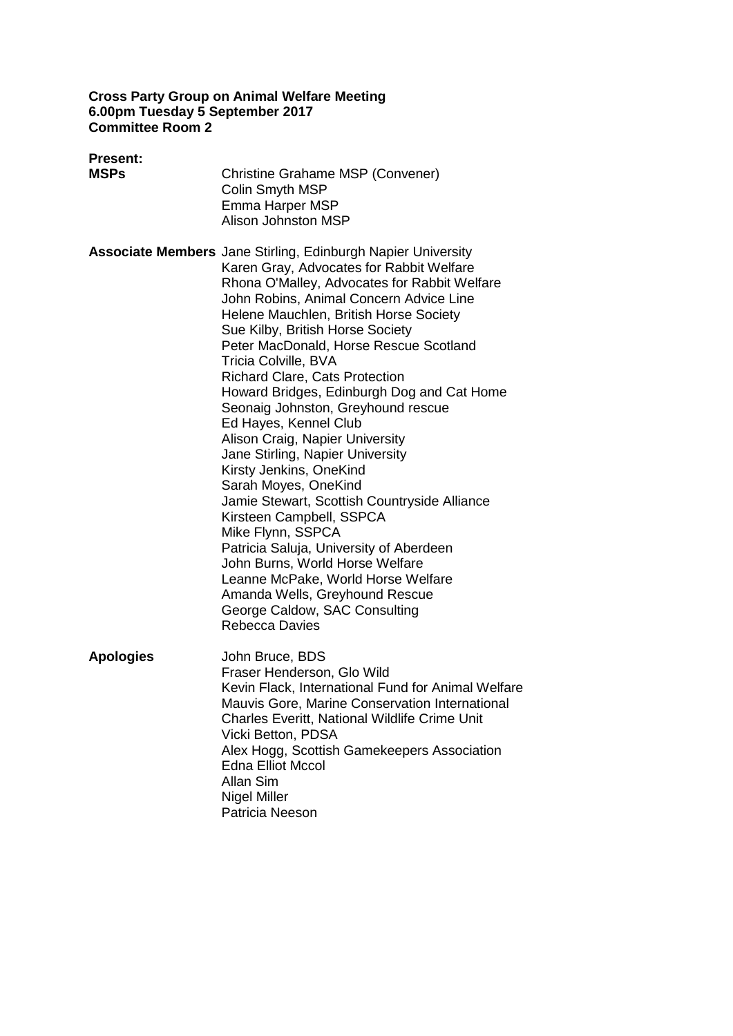**Cross Party Group on Animal Welfare Meeting**
**6.00pm Tuesday 5 September 2017**
**Committee Room 2**

**Present:**

**MSPs**

Christine Grahame MSP (Convener)
Colin Smyth MSP
Emma Harper MSP
Alison Johnston MSP

**Associate Members**

Jane Stirling, Edinburgh Napier University
Karen Gray, Advocates for Rabbit Welfare
Rhona O'Malley, Advocates for Rabbit Welfare
John Robins, Animal Concern Advice Line
Helene Mauchlen, British Horse Society
Sue Kilby, British Horse Society
Peter MacDonald, Horse Rescue Scotland
Tricia Colville, BVA
Richard Clare, Cats Protection
Howard Bridges, Edinburgh Dog and Cat Home
Seonaig Johnston, Greyhound rescue
Ed Hayes, Kennel Club
Alison Craig, Napier University
Jane Stirling, Napier University
Kirsty Jenkins, OneKind
Sarah Moyes, OneKind
Jamie Stewart, Scottish Countryside Alliance
Kirsteen Campbell, SSPCA
Mike Flynn, SSPCA
Patricia Saluja, University of Aberdeen
John Burns, World Horse Welfare
Leanne McPake, World Horse Welfare
Amanda Wells, Greyhound Rescue
George Caldow, SAC Consulting
Rebecca Davies

**Apologies**

John Bruce, BDS
Fraser Henderson, Glo Wild
Kevin Flack, International Fund for Animal Welfare
Mauvis Gore, Marine Conservation International
Charles Everitt, National Wildlife Crime Unit
Vicki Betton, PDSA
Alex Hogg, Scottish Gamekeepers Association
Edna Elliot Mccol
Allan Sim
Nigel Miller
Patricia Neeson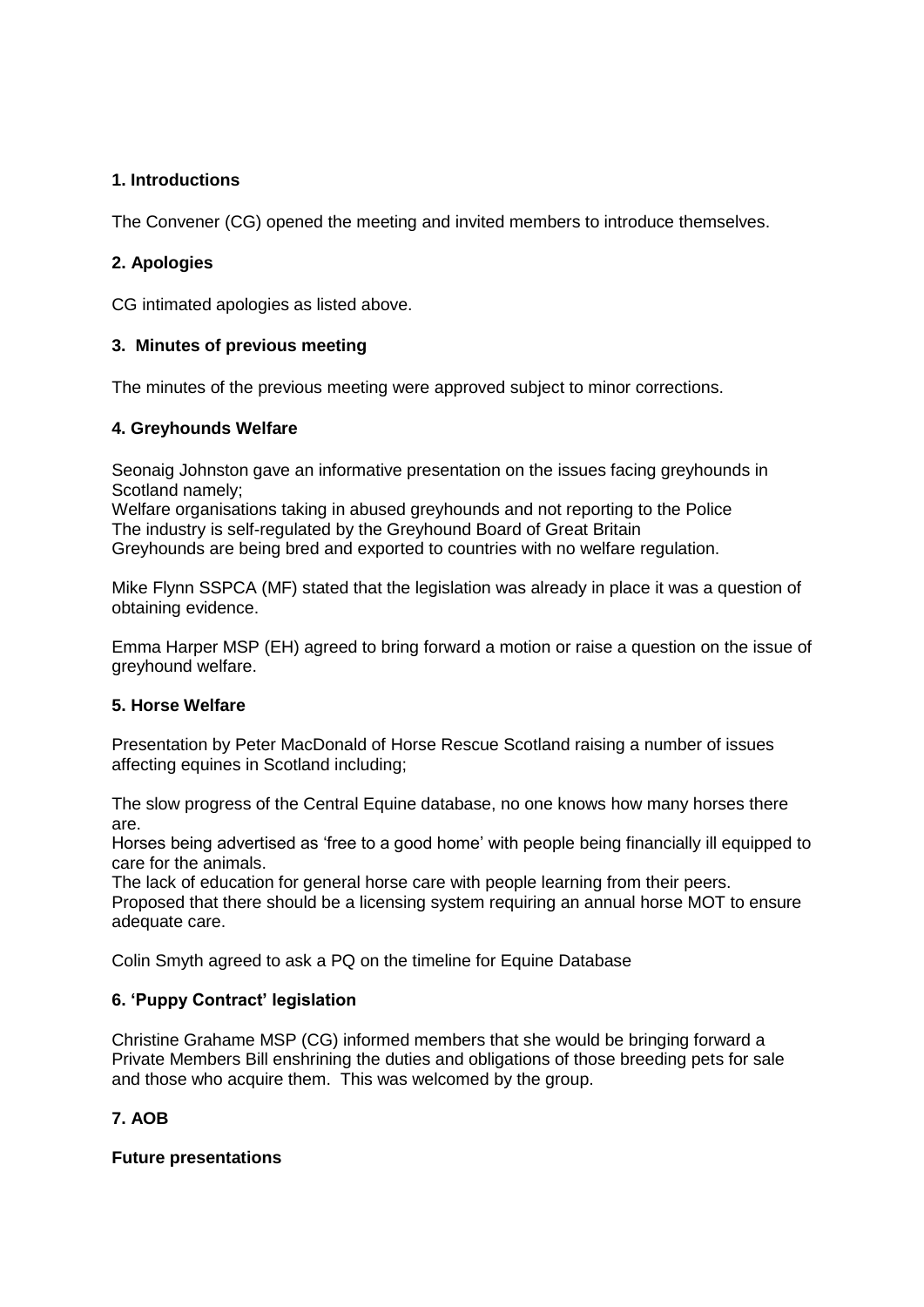### 1. Introductions

The Convener (CG) opened the meeting and invited members to introduce themselves.

### 2. Apologies

CG intimated apologies as listed above.

### 3. Minutes of previous meeting

The minutes of the previous meeting were approved subject to minor corrections.

### 4. Greyhounds Welfare

Seonaig Johnston gave an informative presentation on the issues facing greyhounds in Scotland namely;
Welfare organisations taking in abused greyhounds and not reporting to the Police
The industry is self-regulated by the Greyhound Board of Great Britain
Greyhounds are being bred and exported to countries with no welfare regulation.

Mike Flynn SSPCA (MF) stated that the legislation was already in place it was a question of obtaining evidence.

Emma Harper MSP (EH) agreed to bring forward a motion or raise a question on the issue of greyhound welfare.

### 5. Horse Welfare

Presentation by Peter MacDonald of Horse Rescue Scotland raising a number of issues affecting equines in Scotland including;

The slow progress of the Central Equine database, no one knows how many horses there are.
Horses being advertised as 'free to a good home' with people being financially ill equipped to care for the animals.
The lack of education for general horse care with people learning from their peers.
Proposed that there should be a licensing system requiring an annual horse MOT to ensure adequate care.

Colin Smyth agreed to ask a PQ on the timeline for Equine Database

### 6. 'Puppy Contract' legislation

Christine Grahame MSP (CG) informed members that she would be bringing forward a Private Members Bill enshrining the duties and obligations of those breeding pets for sale and those who acquire them. This was welcomed by the group.

### 7. AOB

**Future presentations**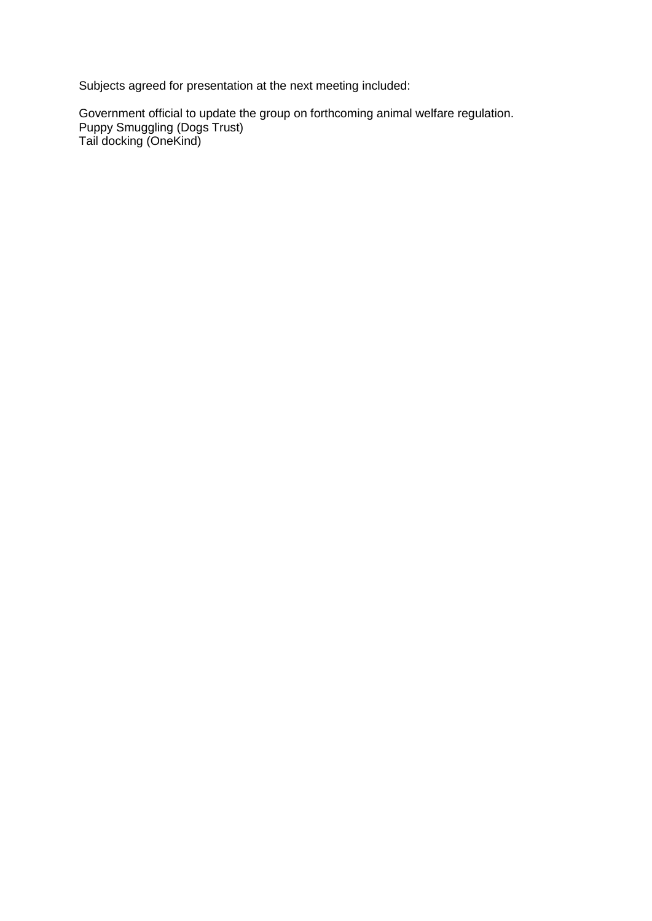Subjects agreed for presentation at the next meeting included:

Government official to update the group on forthcoming animal welfare regulation.
Puppy Smuggling (Dogs Trust)
Tail docking (OneKind)